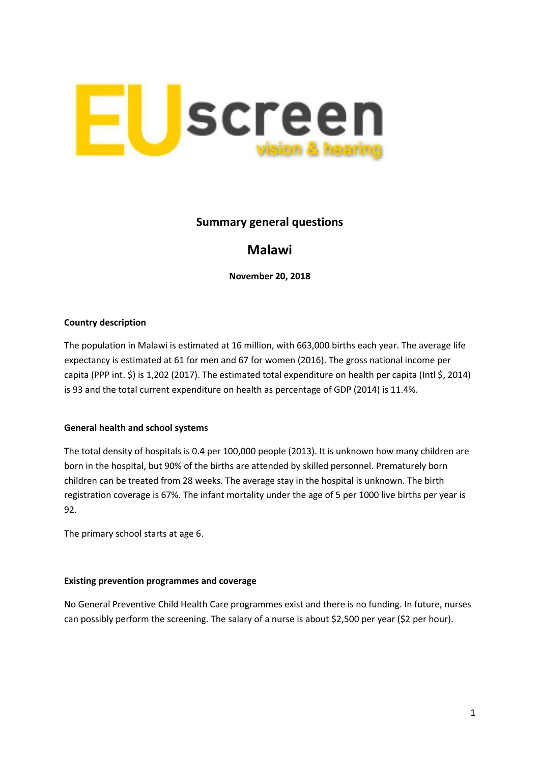EUscreen vision & hearing

## Summary general questions

# Malawi

**November 20, 2018**

### Country description

The population in Malawi is estimated at 16 million, with 663,000 births each year. The average life expectancy is estimated at 61 for men and 67 for women (2016). The gross national income per capita (PPP int. $) is 1,202 (2017). The estimated total expenditure on health per capita (Intl $, 2014) is 93 and the total current expenditure on health as percentage of GDP (2014) is 11.4%.

### General health and school systems

The total density of hospitals is 0.4 per 100,000 people (2013). It is unknown how many children are born in the hospital, but 90% of the births are attended by skilled personnel. Prematurely born children can be treated from 28 weeks. The average stay in the hospital is unknown. The birth registration coverage is 67%. The infant mortality under the age of 5 per 1000 live births per year is 92.

The primary school starts at age 6.

### Existing prevention programmes and coverage

No General Preventive Child Health Care programmes exist and there is no funding. In future, nurses can possibly perform the screening. The salary of a nurse is about $2,500 per year ($2 per hour).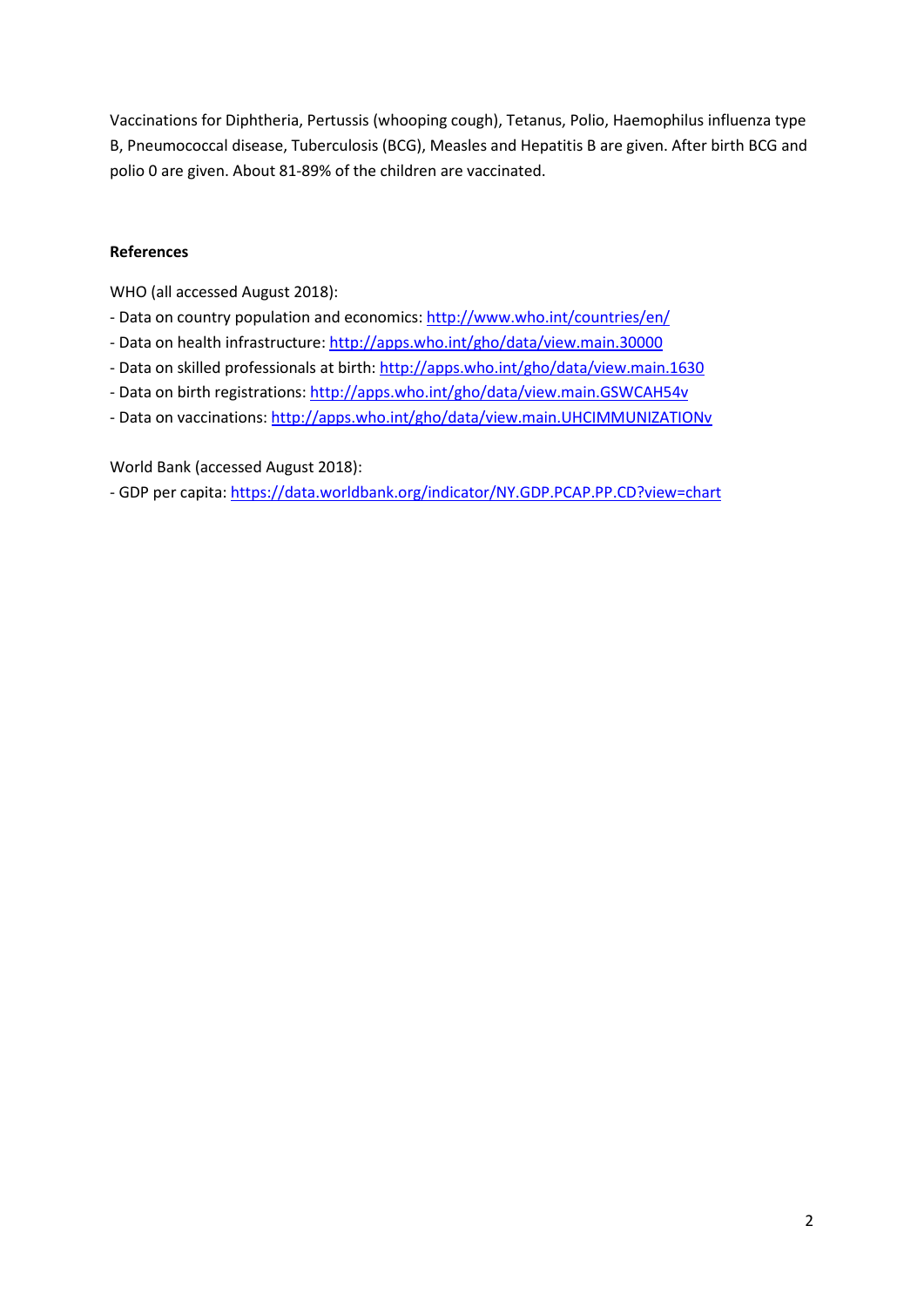Vaccinations for Diphtheria, Pertussis (whooping cough), Tetanus, Polio, Haemophilus influenza type B, Pneumococcal disease, Tuberculosis (BCG), Measles and Hepatitis B are given. After birth BCG and polio 0 are given. About 81-89% of the children are vaccinated.

**References**

WHO (all accessed August 2018):

- Data on country population and economics: http://www.who.int/countries/en/
- Data on health infrastructure: http://apps.who.int/gho/data/view.main.30000
- Data on skilled professionals at birth: http://apps.who.int/gho/data/view.main.1630
- Data on birth registrations: http://apps.who.int/gho/data/view.main.GSWCAH54v
- Data on vaccinations: http://apps.who.int/gho/data/view.main.UHCIMMUNIZATIONv

World Bank (accessed August 2018):

- GDP per capita: https://data.worldbank.org/indicator/NY.GDP.PCAP.PP.CD?view=chart